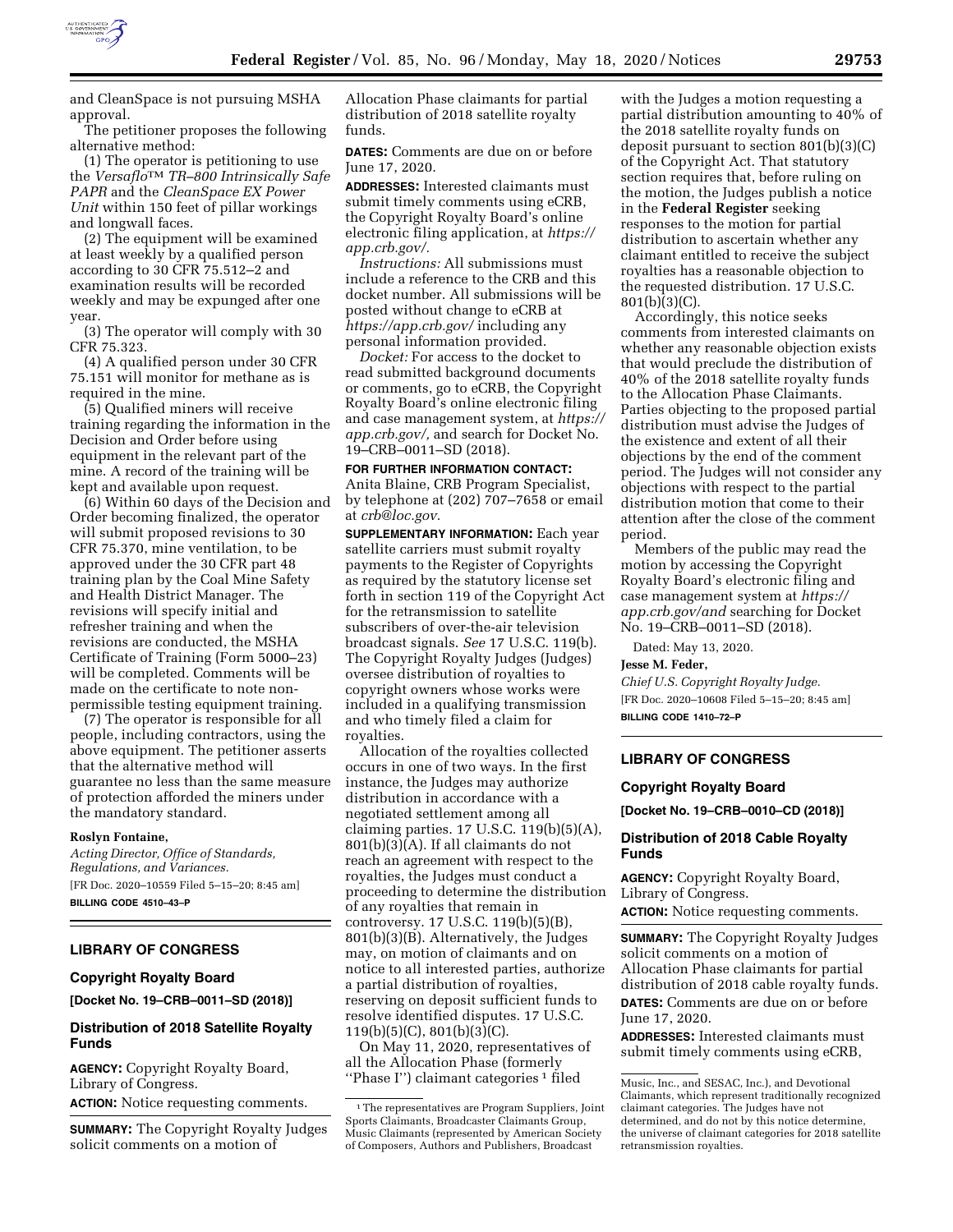and CleanSpace is not pursuing MSHA approval.

The petitioner proposes the following alternative method:

(1) The operator is petitioning to use the *Versaflo™ TR–800 Intrinsically Safe PAPR* and the *CleanSpace EX Power Unit* within 150 feet of pillar workings and longwall faces.

(2) The equipment will be examined at least weekly by a qualified person according to 30 CFR 75.512–2 and examination results will be recorded weekly and may be expunged after one year.

(3) The operator will comply with 30 CFR 75.323.

(4) A qualified person under 30 CFR 75.151 will monitor for methane as is required in the mine.

(5) Qualified miners will receive training regarding the information in the Decision and Order before using equipment in the relevant part of the mine. A record of the training will be kept and available upon request.

(6) Within 60 days of the Decision and Order becoming finalized, the operator will submit proposed revisions to 30 CFR 75.370, mine ventilation, to be approved under the 30 CFR part 48 training plan by the Coal Mine Safety and Health District Manager. The revisions will specify initial and refresher training and when the revisions are conducted, the MSHA Certificate of Training (Form 5000–23) will be completed. Comments will be made on the certificate to note non-permissible testing equipment training.

(7) The operator is responsible for all people, including contractors, using the above equipment. The petitioner asserts that the alternative method will guarantee no less than the same measure of protection afforded the miners under the mandatory standard.

**Roslyn Fontaine,**

*Acting Director, Office of Standards, Regulations, and Variances.*

[FR Doc. 2020–10559 Filed 5–15–20; 8:45 am]

**BILLING CODE 4510–43–P**

## LIBRARY OF CONGRESS

### Copyright Royalty Board

**[Docket No. 19–CRB–0011–SD (2018)]**

### Distribution of 2018 Satellite Royalty Funds

**AGENCY:** Copyright Royalty Board, Library of Congress.

**ACTION:** Notice requesting comments.

**SUMMARY:** The Copyright Royalty Judges solicit comments on a motion of Allocation Phase claimants for partial distribution of 2018 satellite royalty funds.

**DATES:** Comments are due on or before June 17, 2020.

**ADDRESSES:** Interested claimants must submit timely comments using eCRB, the Copyright Royalty Board's online electronic filing application, at *https://app.crb.gov/.*

*Instructions:* All submissions must include a reference to the CRB and this docket number. All submissions will be posted without change to eCRB at *https://app.crb.gov/* including any personal information provided.

*Docket:* For access to the docket to read submitted background documents or comments, go to eCRB, the Copyright Royalty Board's online electronic filing and case management system, at *https://app.crb.gov/,* and search for Docket No. 19–CRB–0011–SD (2018).

**FOR FURTHER INFORMATION CONTACT:** Anita Blaine, CRB Program Specialist, by telephone at (202) 707–7658 or email at *crb@loc.gov.*

**SUPPLEMENTARY INFORMATION:** Each year satellite carriers must submit royalty payments to the Register of Copyrights as required by the statutory license set forth in section 119 of the Copyright Act for the retransmission to satellite subscribers of over-the-air television broadcast signals. *See* 17 U.S.C. 119(b). The Copyright Royalty Judges (Judges) oversee distribution of royalties to copyright owners whose works were included in a qualifying transmission and who timely filed a claim for royalties.

Allocation of the royalties collected occurs in one of two ways. In the first instance, the Judges may authorize distribution in accordance with a negotiated settlement among all claiming parties. 17 U.S.C. 119(b)(5)(A), 801(b)(3)(A). If all claimants do not reach an agreement with respect to the royalties, the Judges must conduct a proceeding to determine the distribution of any royalties that remain in controversy. 17 U.S.C. 119(b)(5)(B), 801(b)(3)(B). Alternatively, the Judges may, on motion of claimants and on notice to all interested parties, authorize a partial distribution of royalties, reserving on deposit sufficient funds to resolve identified disputes. 17 U.S.C. 119(b)(5)(C), 801(b)(3)(C).

On May 11, 2020, representatives of all the Allocation Phase (formerly ''Phase I'') claimant categories [1] filed with the Judges a motion requesting a partial distribution amounting to 40% of the 2018 satellite royalty funds on deposit pursuant to section 801(b)(3)(C) of the Copyright Act. That statutory section requires that, before ruling on the motion, the Judges publish a notice in the **Federal Register** seeking responses to the motion for partial distribution to ascertain whether any claimant entitled to receive the subject royalties has a reasonable objection to the requested distribution. 17 U.S.C. 801(b)(3)(C).

Accordingly, this notice seeks comments from interested claimants on whether any reasonable objection exists that would preclude the distribution of 40% of the 2018 satellite royalty funds to the Allocation Phase Claimants. Parties objecting to the proposed partial distribution must advise the Judges of the existence and extent of all their objections by the end of the comment period. The Judges will not consider any objections with respect to the partial distribution motion that come to their attention after the close of the comment period.

Members of the public may read the motion by accessing the Copyright Royalty Board's electronic filing and case management system at *https://app.crb.gov/and* searching for Docket No. 19–CRB–0011–SD (2018).

Dated: May 13, 2020.

**Jesse M. Feder,**

*Chief U.S. Copyright Royalty Judge.*

[FR Doc. 2020–10608 Filed 5–15–20; 8:45 am]

**BILLING CODE 1410–72–P**

[1] The representatives are Program Suppliers, Joint Sports Claimants, Broadcaster Claimants Group, Music Claimants (represented by American Society of Composers, Authors and Publishers, Broadcast Music, Inc., and SESAC, Inc.), and Devotional Claimants, which represent traditionally recognized claimant categories. The Judges have not determined, and do not by this notice determine, the universe of claimant categories for 2018 satellite retransmission royalties.

## LIBRARY OF CONGRESS

### Copyright Royalty Board

**[Docket No. 19–CRB–0010–CD (2018)]**

### Distribution of 2018 Cable Royalty Funds

**AGENCY:** Copyright Royalty Board, Library of Congress.

**ACTION:** Notice requesting comments.

**SUMMARY:** The Copyright Royalty Judges solicit comments on a motion of Allocation Phase claimants for partial distribution of 2018 cable royalty funds.

**DATES:** Comments are due on or before June 17, 2020.

**ADDRESSES:** Interested claimants must submit timely comments using eCRB,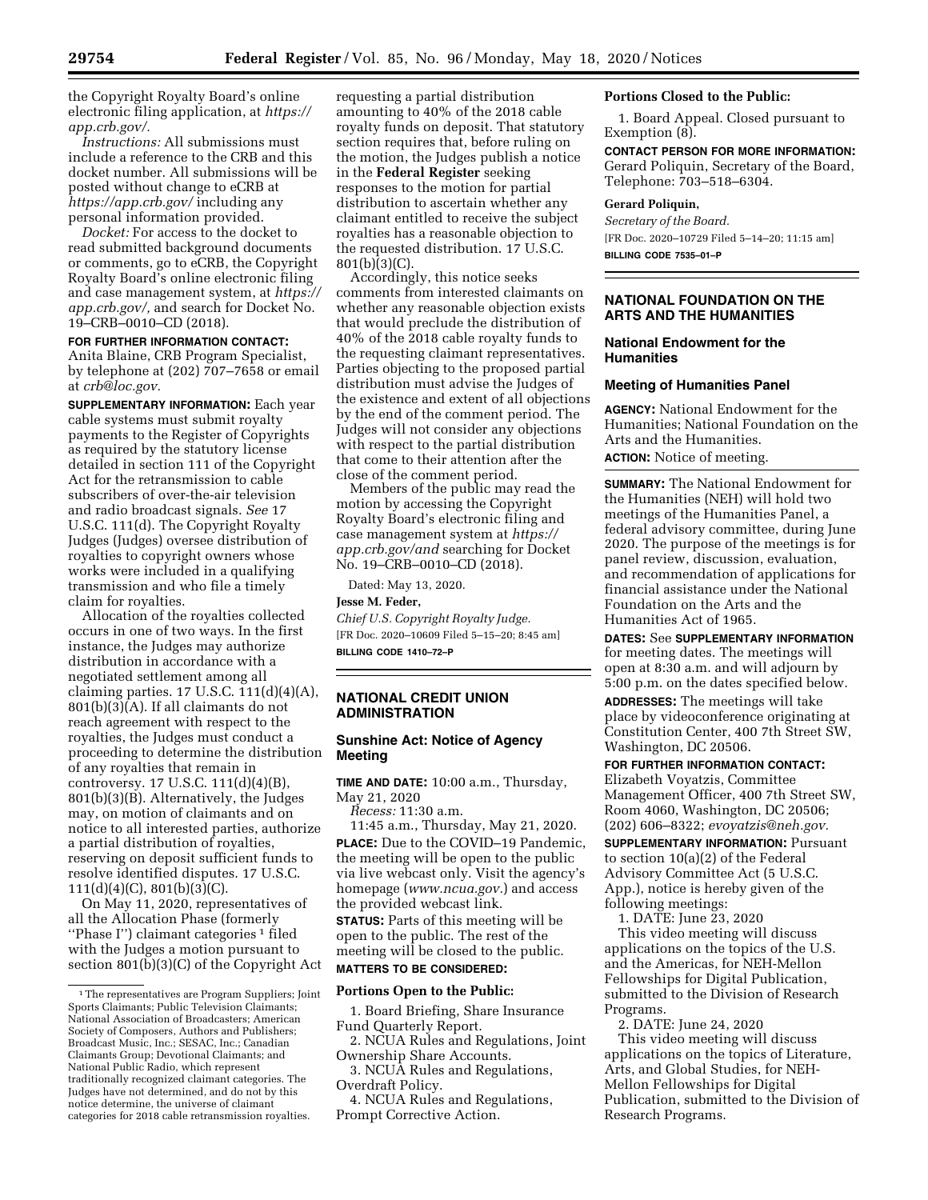the Copyright Royalty Board's online electronic filing application, at *https://app.crb.gov/.*

*Instructions:* All submissions must include a reference to the CRB and this docket number. All submissions will be posted without change to eCRB at *https://app.crb.gov/* including any personal information provided.

*Docket:* For access to the docket to read submitted background documents or comments, go to eCRB, the Copyright Royalty Board's online electronic filing and case management system, at *https://app.crb.gov/,* and search for Docket No. 19–CRB–0010–CD (2018).

**FOR FURTHER INFORMATION CONTACT:** Anita Blaine, CRB Program Specialist, by telephone at (202) 707–7658 or email at *crb@loc.gov.*

**SUPPLEMENTARY INFORMATION:** Each year cable systems must submit royalty payments to the Register of Copyrights as required by the statutory license detailed in section 111 of the Copyright Act for the retransmission to cable subscribers of over-the-air television and radio broadcast signals. *See* 17 U.S.C. 111(d). The Copyright Royalty Judges (Judges) oversee distribution of royalties to copyright owners whose works were included in a qualifying transmission and who file a timely claim for royalties.

Allocation of the royalties collected occurs in one of two ways. In the first instance, the Judges may authorize distribution in accordance with a negotiated settlement among all claiming parties. 17 U.S.C. 111(d)(4)(A), 801(b)(3)(A). If all claimants do not reach agreement with respect to the royalties, the Judges must conduct a proceeding to determine the distribution of any royalties that remain in controversy. 17 U.S.C. 111(d)(4)(B), 801(b)(3)(B). Alternatively, the Judges may, on motion of claimants and on notice to all interested parties, authorize a partial distribution of royalties, reserving on deposit sufficient funds to resolve identified disputes. 17 U.S.C. 111(d)(4)(C), 801(b)(3)(C).

On May 11, 2020, representatives of all the Allocation Phase (formerly ''Phase I'') claimant categories [1] filed with the Judges a motion pursuant to section 801(b)(3)(C) of the Copyright Act requesting a partial distribution amounting to 40% of the 2018 cable royalty funds on deposit. That statutory section requires that, before ruling on the motion, the Judges publish a notice in the **Federal Register** seeking responses to the motion for partial distribution to ascertain whether any claimant entitled to receive the subject royalties has a reasonable objection to the requested distribution. 17 U.S.C. 801(b)(3)(C).

Accordingly, this notice seeks comments from interested claimants on whether any reasonable objection exists that would preclude the distribution of 40% of the 2018 cable royalty funds to the requesting claimant representatives. Parties objecting to the proposed partial distribution must advise the Judges of the existence and extent of all objections by the end of the comment period. The Judges will not consider any objections with respect to the partial distribution that come to their attention after the close of the comment period.

Members of the public may read the motion by accessing the Copyright Royalty Board's electronic filing and case management system at *https://app.crb.gov/and* searching for Docket No. 19–CRB–0010–CD (2018).

Dated: May 13, 2020.

**Jesse M. Feder,**

*Chief U.S. Copyright Royalty Judge.*

[FR Doc. 2020–10609 Filed 5–15–20; 8:45 am]

**BILLING CODE 1410–72–P**

[1] The representatives are Program Suppliers; Joint Sports Claimants; Public Television Claimants; National Association of Broadcasters; American Society of Composers, Authors and Publishers; Broadcast Music, Inc.; SESAC, Inc.; Canadian Claimants Group; Devotional Claimants; and National Public Radio, which represent traditionally recognized claimant categories. The Judges have not determined, and do not by this notice determine, the universe of claimant categories for 2018 cable retransmission royalties.

## NATIONAL CREDIT UNION ADMINISTRATION

### Sunshine Act: Notice of Agency Meeting

**TIME AND DATE:** 10:00 a.m., Thursday, May 21, 2020

*Recess:* 11:30 a.m.

11:45 a.m., Thursday, May 21, 2020.

**PLACE:** Due to the COVID–19 Pandemic, the meeting will be open to the public via live webcast only. Visit the agency's homepage (*www.ncua.gov.*) and access the provided webcast link.

**STATUS:** Parts of this meeting will be open to the public. The rest of the meeting will be closed to the public.

**MATTERS TO BE CONSIDERED:**

**Portions Open to the Public:**

1. Board Briefing, Share Insurance Fund Quarterly Report.
2. NCUA Rules and Regulations, Joint Ownership Share Accounts.
3. NCUA Rules and Regulations, Overdraft Policy.
4. NCUA Rules and Regulations, Prompt Corrective Action.

**Portions Closed to the Public:**

1. Board Appeal. Closed pursuant to Exemption (8).

**CONTACT PERSON FOR MORE INFORMATION:** Gerard Poliquin, Secretary of the Board, Telephone: 703–518–6304.

**Gerard Poliquin,**

*Secretary of the Board.*

[FR Doc. 2020–10729 Filed 5–14–20; 11:15 am]

**BILLING CODE 7535–01–P**

## NATIONAL FOUNDATION ON THE ARTS AND THE HUMANITIES

### National Endowment for the Humanities

### Meeting of Humanities Panel

**AGENCY:** National Endowment for the Humanities; National Foundation on the Arts and the Humanities.

**ACTION:** Notice of meeting.

**SUMMARY:** The National Endowment for the Humanities (NEH) will hold two meetings of the Humanities Panel, a federal advisory committee, during June 2020. The purpose of the meetings is for panel review, discussion, evaluation, and recommendation of applications for financial assistance under the National Foundation on the Arts and the Humanities Act of 1965.

**DATES:** See **SUPPLEMENTARY INFORMATION** for meeting dates. The meetings will open at 8:30 a.m. and will adjourn by 5:00 p.m. on the dates specified below.

**ADDRESSES:** The meetings will take place by videoconference originating at Constitution Center, 400 7th Street SW, Washington, DC 20506.

**FOR FURTHER INFORMATION CONTACT:** Elizabeth Voyatzis, Committee Management Officer, 400 7th Street SW, Room 4060, Washington, DC 20506; (202) 606–8322; *evoyatzis@neh.gov.*

**SUPPLEMENTARY INFORMATION:** Pursuant to section 10(a)(2) of the Federal Advisory Committee Act (5 U.S.C. App.), notice is hereby given of the following meetings:

1. DATE: June 23, 2020

This video meeting will discuss applications on the topics of the U.S. and the Americas, for NEH-Mellon Fellowships for Digital Publication, submitted to the Division of Research Programs.

2. DATE: June 24, 2020

This video meeting will discuss applications on the topics of Literature, Arts, and Global Studies, for NEH-Mellon Fellowships for Digital Publication, submitted to the Division of Research Programs.